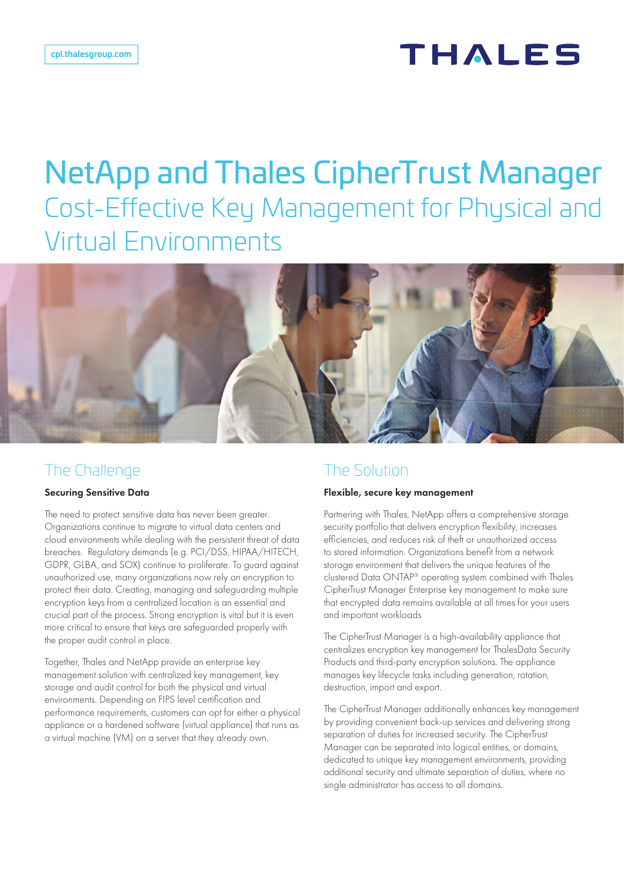cpl.thalesgroup.com

THALES

# NetApp and Thales CipherTrust Manager

## Cost-Effective Key Management for Physical and Virtual Environments

## The Challenge

**Securing Sensitive Data**

The need to protect sensitive data has never been greater. Organizations continue to migrate to virtual data centers and cloud environments while dealing with the persistent threat of data breaches. Regulatory demands (e.g. PCI/DSS, HIPAA/HITECH, GDPR, GLBA, and SOX) continue to proliferate. To guard against unauthorized use, many organizations now rely on encryption to protect their data. Creating, managing and safeguarding multiple encryption keys from a centralized location is an essential and crucial part of the process. Strong encryption is vital but it is even more critical to ensure that keys are safeguarded properly with the proper audit control in place.

Together, Thales and NetApp provide an enterprise key management solution with centralized key management, key storage and audit control for both the physical and virtual environments. Depending on FIPS level certification and performance requirements, customers can opt for either a physical appliance or a hardened software (virtual appliance) that runs as a virtual machine (VM) on a server that they already own.

## The Solution

**Flexible, secure key management**

Partnering with Thales, NetApp offers a comprehensive storage security portfolio that delivers encryption flexibility, increases efficiencies, and reduces risk of theft or unauthorized access to stored information. Organizations benefit from a network storage environment that delivers the unique features of the clustered Data ONTAP® operating system combined with Thales CipherTrust Manager Enterprise key management to make sure that encrypted data remains available at all times for your users and important workloads

The CipherTrust Manager is a high-availability appliance that centralizes encryption key management for ThalesData Security Products and third-party encryption solutions. The appliance manages key lifecycle tasks including generation, rotation, destruction, import and export.

The CipherTrust Manager additionally enhances key management by providing convenient back-up services and delivering strong separation of duties for increased security. The CipherTrust Manager can be separated into logical entities, or domains, dedicated to unique key management environments, providing additional security and ultimate separation of duties, where no single administrator has access to all domains.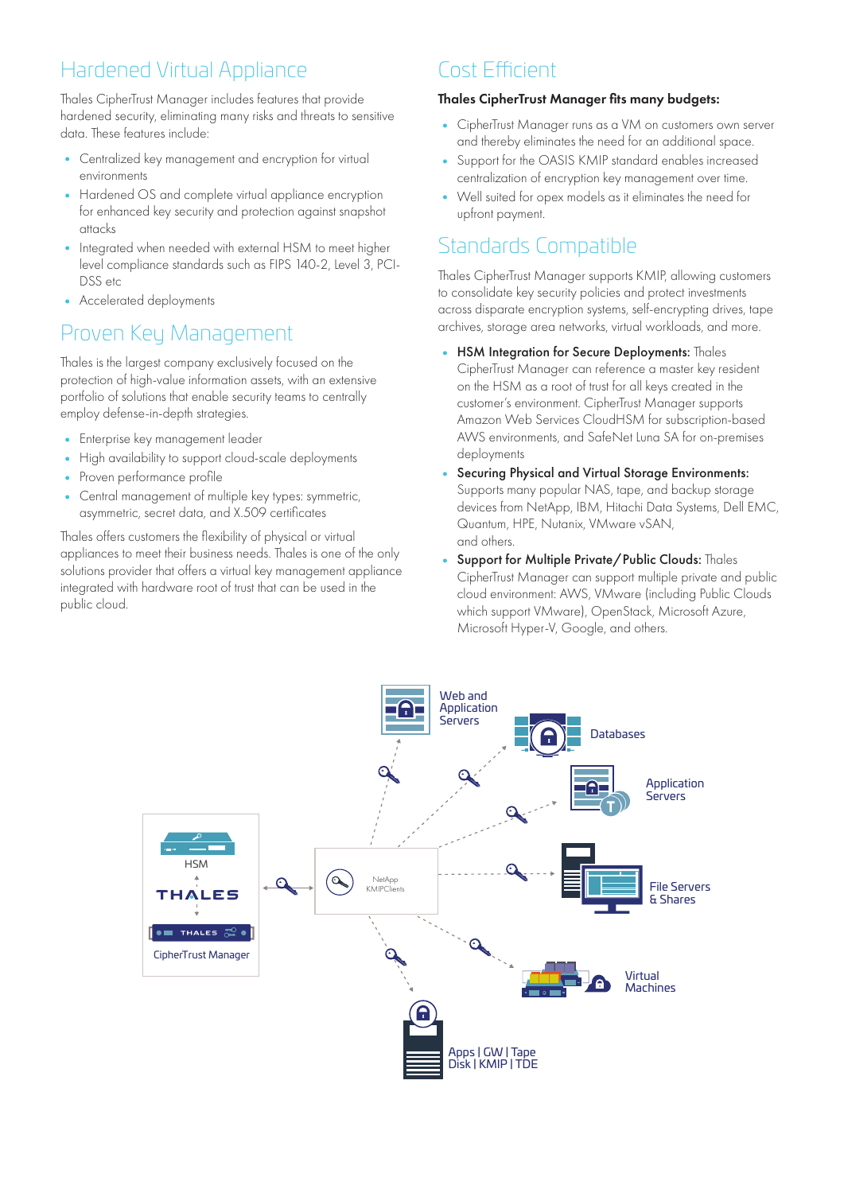## Hardened Virtual Appliance

Thales CipherTrust Manager includes features that provide hardened security, eliminating many risks and threats to sensitive data. These features include:

- Centralized key management and encryption for virtual environments
- Hardened OS and complete virtual appliance encryption for enhanced key security and protection against snapshot attacks
- Integrated when needed with external HSM to meet higher level compliance standards such as FIPS 140-2, Level 3, PCI-DSS etc
- Accelerated deployments

## Proven Key Management

Thales is the largest company exclusively focused on the protection of high-value information assets, with an extensive portfolio of solutions that enable security teams to centrally employ defense-in-depth strategies.

- Enterprise key management leader
- High availability to support cloud-scale deployments
- Proven performance profile
- Central management of multiple key types: symmetric, asymmetric, secret data, and X.509 certificates

Thales offers customers the flexibility of physical or virtual appliances to meet their business needs. Thales is one of the only solutions provider that offers a virtual key management appliance integrated with hardware root of trust that can be used in the public cloud.

## Cost Efficient

**Thales CipherTrust Manager fits many budgets:**

- CipherTrust Manager runs as a VM on customers own server and thereby eliminates the need for an additional space.
- Support for the OASIS KMIP standard enables increased centralization of encryption key management over time.
- Well suited for opex models as it eliminates the need for upfront payment.

## Standards Compatible

Thales CipherTrust Manager supports KMIP, allowing customers to consolidate key security policies and protect investments across disparate encryption systems, self-encrypting drives, tape archives, storage area networks, virtual workloads, and more.

- **HSM Integration for Secure Deployments:** Thales CipherTrust Manager can reference a master key resident on the HSM as a root of trust for all keys created in the customer's environment. CipherTrust Manager supports Amazon Web Services CloudHSM for subscription-based AWS environments, and SafeNet Luna SA for on-premises deployments
- **Securing Physical and Virtual Storage Environments:** Supports many popular NAS, tape, and backup storage devices from NetApp, IBM, Hitachi Data Systems, Dell EMC, Quantum, HPE, Nutanix, VMware vSAN, and others.
- **Support for Multiple Private/Public Clouds:** Thales CipherTrust Manager can support multiple private and public cloud environment: AWS, VMware (including Public Clouds which support VMware), OpenStack, Microsoft Azure, Microsoft Hyper-V, Google, and others.

HSM
THALES
CipherTrust Manager
NetApp KMIPClients
Web and Application Servers
Databases
Application Servers
File Servers & Shares
Virtual Machines
Apps | GW | Tape Disk | KMIP | TDE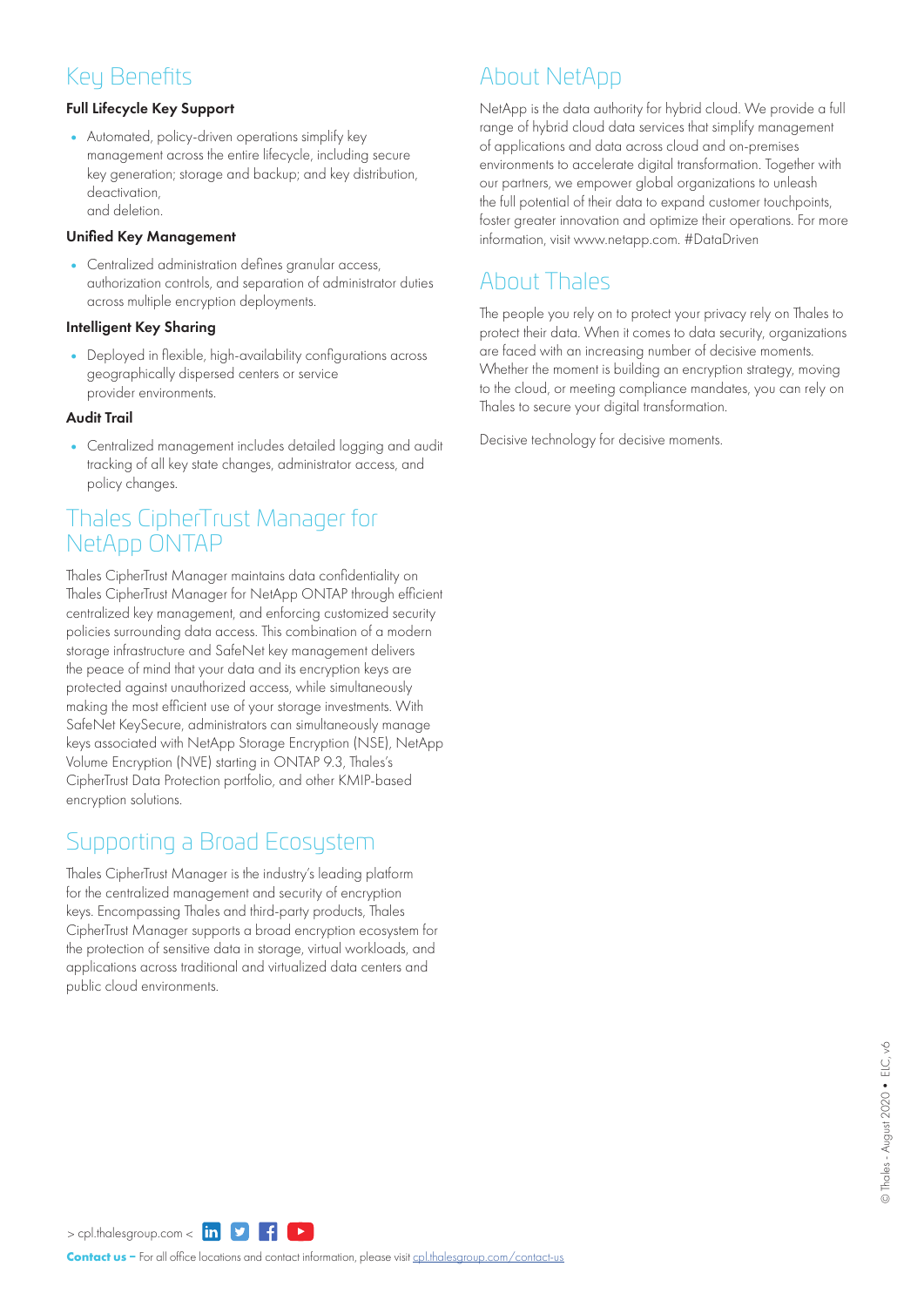## Key Benefits

**Full Lifecycle Key Support**

- Automated, policy-driven operations simplify key management across the entire lifecycle, including secure key generation; storage and backup; and key distribution, deactivation, and deletion.

**Unified Key Management**

- Centralized administration defines granular access, authorization controls, and separation of administrator duties across multiple encryption deployments.

**Intelligent Key Sharing**

- Deployed in flexible, high-availability configurations across geographically dispersed centers or service provider environments.

**Audit Trail**

- Centralized management includes detailed logging and audit tracking of all key state changes, administrator access, and policy changes.

## Thales CipherTrust Manager for NetApp ONTAP

Thales CipherTrust Manager maintains data confidentiality on Thales CipherTrust Manager for NetApp ONTAP through efficient centralized key management, and enforcing customized security policies surrounding data access. This combination of a modern storage infrastructure and SafeNet key management delivers the peace of mind that your data and its encryption keys are protected against unauthorized access, while simultaneously making the most efficient use of your storage investments. With SafeNet KeySecure, administrators can simultaneously manage keys associated with NetApp Storage Encryption (NSE), NetApp Volume Encryption (NVE) starting in ONTAP 9.3, Thales's CipherTrust Data Protection portfolio, and other KMIP-based encryption solutions.

## Supporting a Broad Ecosystem

Thales CipherTrust Manager is the industry's leading platform for the centralized management and security of encryption keys. Encompassing Thales and third-party products, Thales CipherTrust Manager supports a broad encryption ecosystem for the protection of sensitive data in storage, virtual workloads, and applications across traditional and virtualized data centers and public cloud environments.

## About NetApp

NetApp is the data authority for hybrid cloud. We provide a full range of hybrid cloud data services that simplify management of applications and data across cloud and on-premises environments to accelerate digital transformation. Together with our partners, we empower global organizations to unleash the full potential of their data to expand customer touchpoints, foster greater innovation and optimize their operations. For more information, visit www.netapp.com. #DataDriven

## About Thales

The people you rely on to protect your privacy rely on Thales to protect their data. When it comes to data security, organizations are faced with an increasing number of decisive moments. Whether the moment is building an encryption strategy, moving to the cloud, or meeting compliance mandates, you can rely on Thales to secure your digital transformation.

Decisive technology for decisive moments.

> cpl.thalesgroup.com <

**Contact us –** For all office locations and contact information, please visit cpl.thalesgroup.com/contact-us

© Thales - August 2020 • ELC, v6